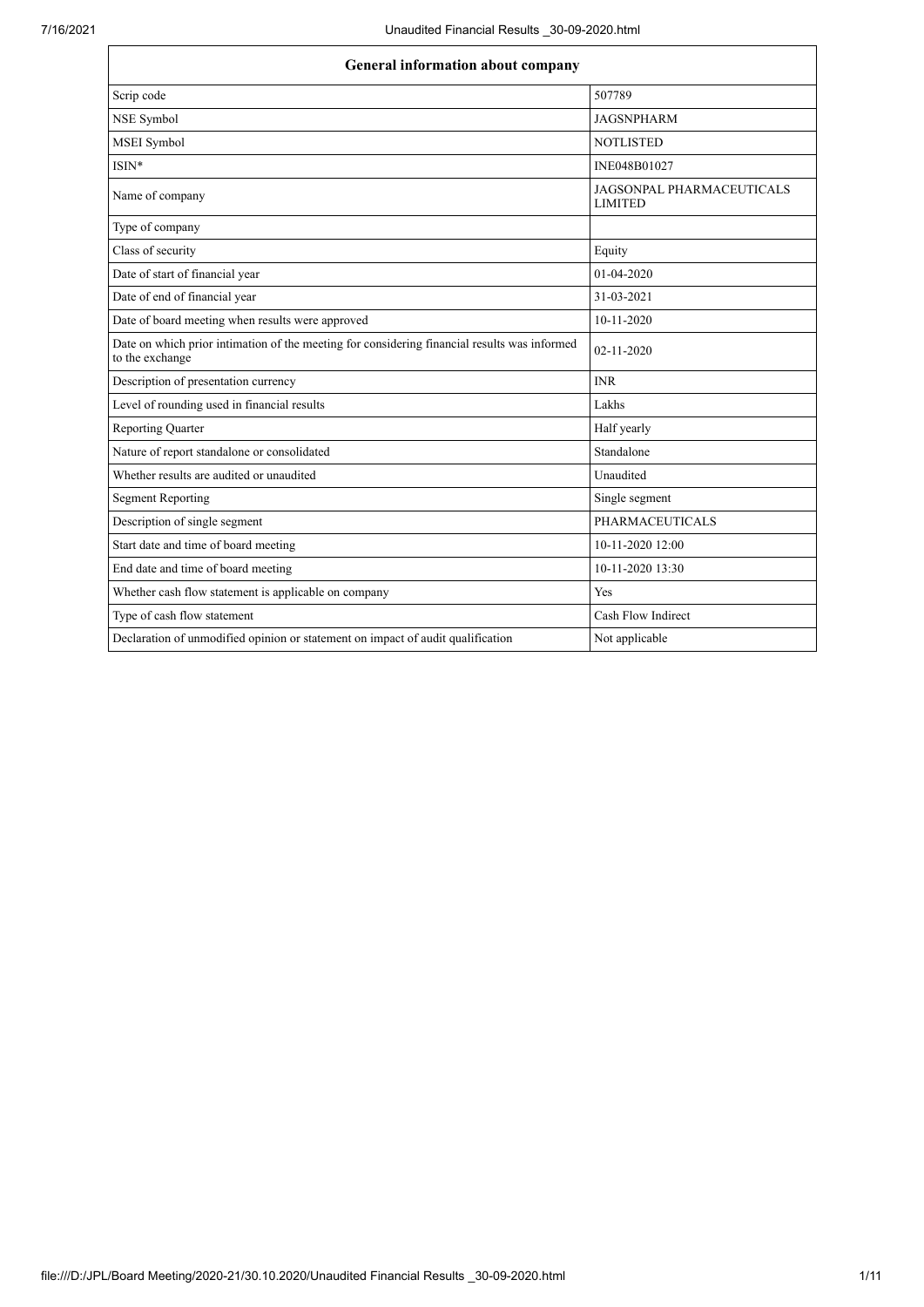| General information about company | |
|---|---|
| Scrip code | 507789 |
| NSE Symbol | JAGSNPHARM |
| MSEI Symbol | NOTLISTED |
| ISIN* | INE048B01027 |
| Name of company | JAGSONPAL PHARMACEUTICALS LIMITED |
| Type of company | |
| Class of security | Equity |
| Date of start of financial year | 01-04-2020 |
| Date of end of financial year | 31-03-2021 |
| Date of board meeting when results were approved | 10-11-2020 |
| Date on which prior intimation of the meeting for considering financial results was informed to the exchange | 02-11-2020 |
| Description of presentation currency | INR |
| Level of rounding used in financial results | Lakhs |
| Reporting Quarter | Half yearly |
| Nature of report standalone or consolidated | Standalone |
| Whether results are audited or unaudited | Unaudited |
| Segment Reporting | Single segment |
| Description of single segment | PHARMACEUTICALS |
| Start date and time of board meeting | 10-11-2020 12:00 |
| End date and time of board meeting | 10-11-2020 13:30 |
| Whether cash flow statement is applicable on company | Yes |
| Type of cash flow statement | Cash Flow Indirect |
| Declaration of unmodified opinion or statement on impact of audit qualification | Not applicable |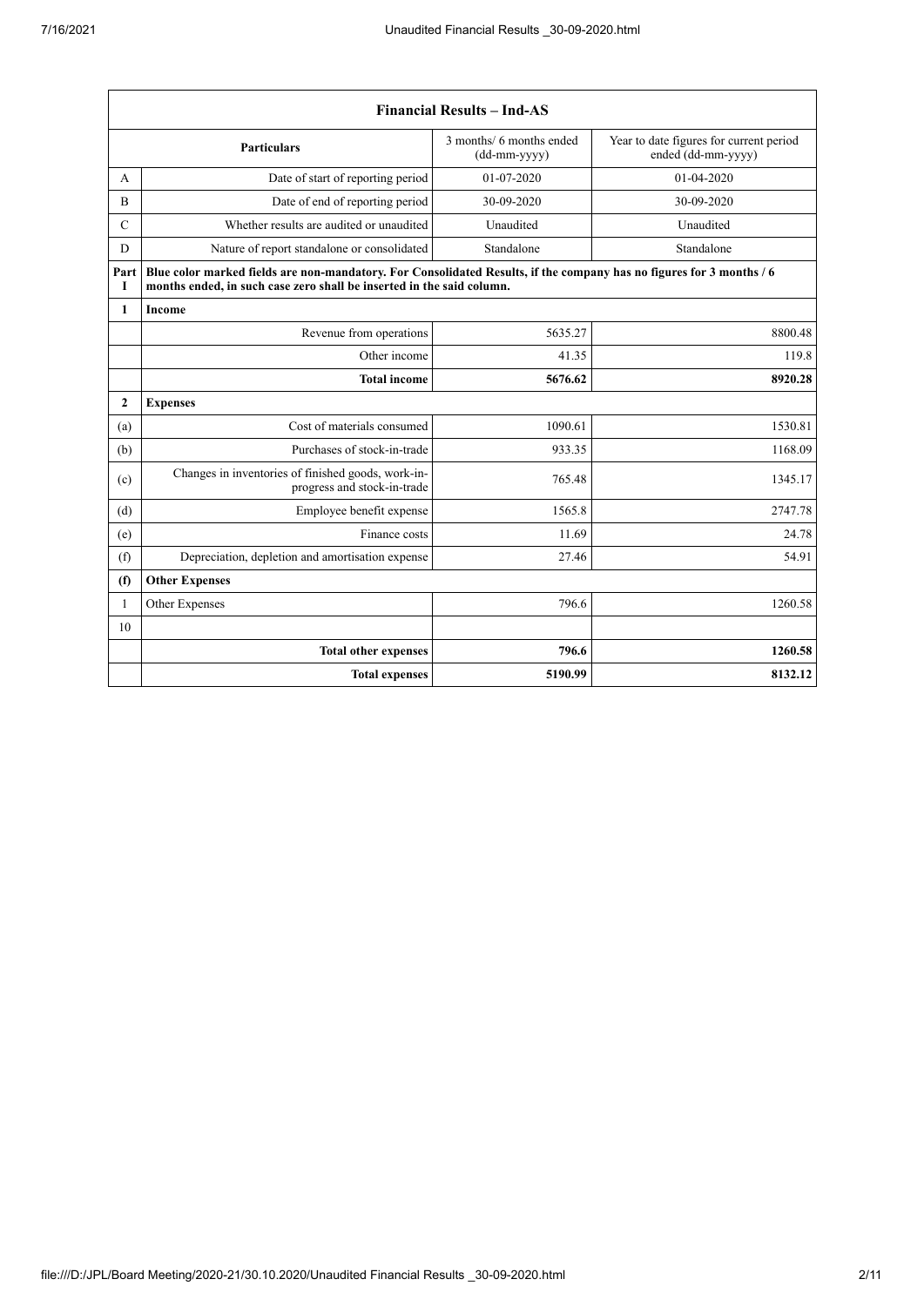| Financial Results – Ind-AS | | | |
|---|---|---|---|
| | Particulars | 3 months/ 6 months ended (dd-mm-yyyy) | Year to date figures for current period ended (dd-mm-yyyy) |
| A | Date of start of reporting period | 01-07-2020 | 01-04-2020 |
| B | Date of end of reporting period | 30-09-2020 | 30-09-2020 |
| C | Whether results are audited or unaudited | Unaudited | Unaudited |
| D | Nature of report standalone or consolidated | Standalone | Standalone |
| Part I | **Blue color marked fields are non-mandatory. For Consolidated Results, if the company has no figures for 3 months / 6 months ended, in such case zero shall be inserted in the said column.** | | |
| **1** | **Income** | | |
| | Revenue from operations | 5635.27 | 8800.48 |
| | Other income | 41.35 | 119.8 |
| | **Total income** | **5676.62** | **8920.28** |
| **2** | **Expenses** | | |
| (a) | Cost of materials consumed | 1090.61 | 1530.81 |
| (b) | Purchases of stock-in-trade | 933.35 | 1168.09 |
| (c) | Changes in inventories of finished goods, work-in-progress and stock-in-trade | 765.48 | 1345.17 |
| (d) | Employee benefit expense | 1565.8 | 2747.78 |
| (e) | Finance costs | 11.69 | 24.78 |
| (f) | Depreciation, depletion and amortisation expense | 27.46 | 54.91 |
| **(f)** | **Other Expenses** | | |
| 1 | Other Expenses | 796.6 | 1260.58 |
| 10 | | | |
| | **Total other expenses** | **796.6** | **1260.58** |
| | **Total expenses** | **5190.99** | **8132.12** |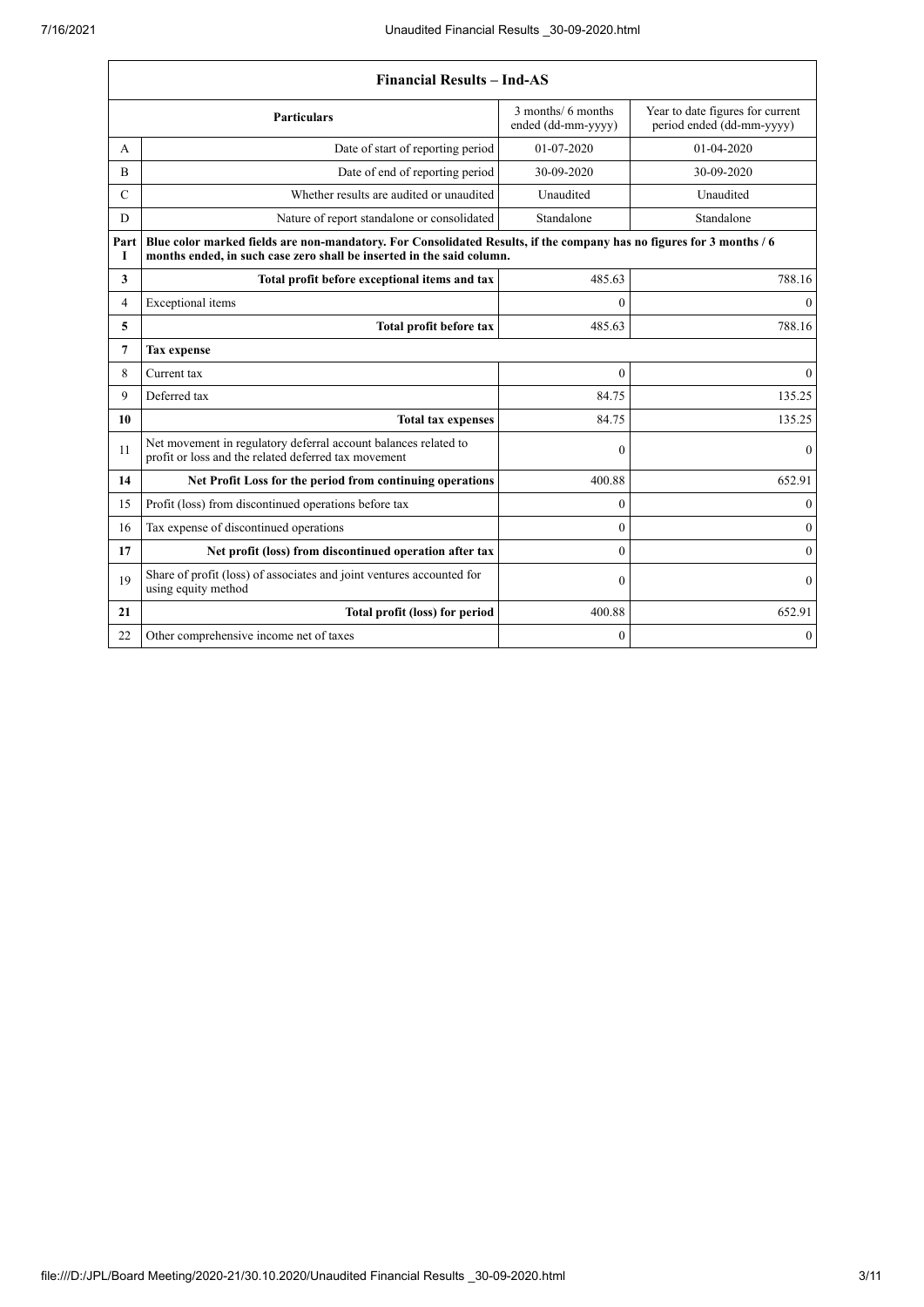| Financial Results – Ind-AS | | | |
|---|---|---|---|
| | **Particulars** | 3 months/ 6 months ended (dd-mm-yyyy) | Year to date figures for current period ended (dd-mm-yyyy) |
| A | Date of start of reporting period | 01-07-2020 | 01-04-2020 |
| B | Date of end of reporting period | 30-09-2020 | 30-09-2020 |
| C | Whether results are audited or unaudited | Unaudited | Unaudited |
| D | Nature of report standalone or consolidated | Standalone | Standalone |
| Part I | **Blue color marked fields are non-mandatory. For Consolidated Results, if the company has no figures for 3 months / 6 months ended, in such case zero shall be inserted in the said column.** | | |
| **3** | **Total profit before exceptional items and tax** | 485.63 | 788.16 |
| 4 | Exceptional items | 0 | 0 |
| **5** | **Total profit before tax** | 485.63 | 788.16 |
| **7** | **Tax expense** | | |
| 8 | Current tax | 0 | 0 |
| 9 | Deferred tax | 84.75 | 135.25 |
| **10** | **Total tax expenses** | 84.75 | 135.25 |
| 11 | Net movement in regulatory deferral account balances related to profit or loss and the related deferred tax movement | 0 | 0 |
| **14** | **Net Profit Loss for the period from continuing operations** | 400.88 | 652.91 |
| 15 | Profit (loss) from discontinued operations before tax | 0 | 0 |
| 16 | Tax expense of discontinued operations | 0 | 0 |
| **17** | **Net profit (loss) from discontinued operation after tax** | 0 | 0 |
| 19 | Share of profit (loss) of associates and joint ventures accounted for using equity method | 0 | 0 |
| **21** | **Total profit (loss) for period** | 400.88 | 652.91 |
| 22 | Other comprehensive income net of taxes | 0 | 0 |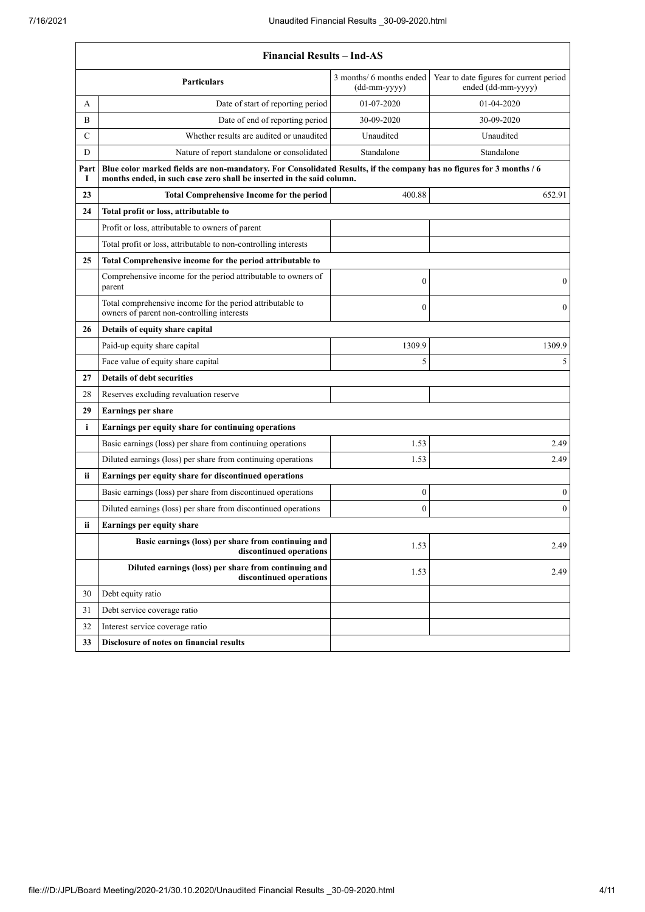| Financial Results – Ind-AS | | | |
|---|---|---|---|
| | **Particulars** | 3 months/ 6 months ended (dd-mm-yyyy) | Year to date figures for current period ended (dd-mm-yyyy) |
| A | Date of start of reporting period | 01-07-2020 | 01-04-2020 |
| B | Date of end of reporting period | 30-09-2020 | 30-09-2020 |
| C | Whether results are audited or unaudited | Unaudited | Unaudited |
| D | Nature of report standalone or consolidated | Standalone | Standalone |
| Part I | **Blue color marked fields are non-mandatory. For Consolidated Results, if the company has no figures for 3 months / 6 months ended, in such case zero shall be inserted in the said column.** | | |
| **23** | **Total Comprehensive Income for the period** | 400.88 | 652.91 |
| **24** | **Total profit or loss, attributable to** | | |
| | Profit or loss, attributable to owners of parent | | |
| | Total profit or loss, attributable to non-controlling interests | | |
| **25** | **Total Comprehensive income for the period attributable to** | | |
| | Comprehensive income for the period attributable to owners of parent | 0 | 0 |
| | Total comprehensive income for the period attributable to owners of parent non-controlling interests | 0 | 0 |
| **26** | **Details of equity share capital** | | |
| | Paid-up equity share capital | 1309.9 | 1309.9 |
| | Face value of equity share capital | 5 | 5 |
| **27** | **Details of debt securities** | | |
| 28 | Reserves excluding revaluation reserve | | |
| **29** | **Earnings per share** | | |
| **i** | **Earnings per equity share for continuing operations** | | |
| | Basic earnings (loss) per share from continuing operations | 1.53 | 2.49 |
| | Diluted earnings (loss) per share from continuing operations | 1.53 | 2.49 |
| **ii** | **Earnings per equity share for discontinued operations** | | |
| | Basic earnings (loss) per share from discontinued operations | 0 | 0 |
| | Diluted earnings (loss) per share from discontinued operations | 0 | 0 |
| **ii** | **Earnings per equity share** | | |
| | **Basic earnings (loss) per share from continuing and discontinued operations** | 1.53 | 2.49 |
| | **Diluted earnings (loss) per share from continuing and discontinued operations** | 1.53 | 2.49 |
| 30 | Debt equity ratio | | |
| 31 | Debt service coverage ratio | | |
| 32 | Interest service coverage ratio | | |
| **33** | **Disclosure of notes on financial results** | | |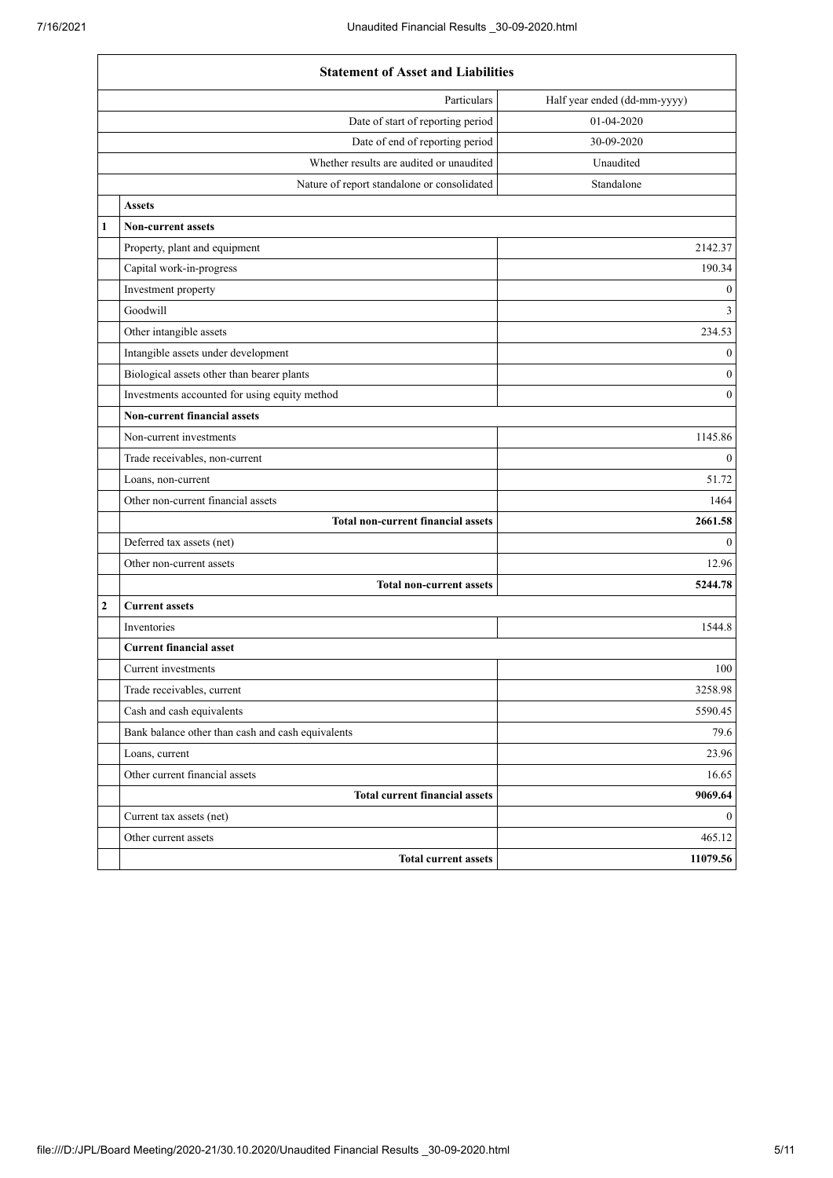| | Statement of Asset and Liabilities | |
|---|---|---|
| | Particulars | Half year ended (dd-mm-yyyy) |
| | Date of start of reporting period | 01-04-2020 |
| | Date of end of reporting period | 30-09-2020 |
| | Whether results are audited or unaudited | Unaudited |
| | Nature of report standalone or consolidated | Standalone |
| | **Assets** | |
| **1** | **Non-current assets** | |
| | Property, plant and equipment | 2142.37 |
| | Capital work-in-progress | 190.34 |
| | Investment property | 0 |
| | Goodwill | 3 |
| | Other intangible assets | 234.53 |
| | Intangible assets under development | 0 |
| | Biological assets other than bearer plants | 0 |
| | Investments accounted for using equity method | 0 |
| | **Non-current financial assets** | |
| | Non-current investments | 1145.86 |
| | Trade receivables, non-current | 0 |
| | Loans, non-current | 51.72 |
| | Other non-current financial assets | 1464 |
| | **Total non-current financial assets** | **2661.58** |
| | Deferred tax assets (net) | 0 |
| | Other non-current assets | 12.96 |
| | **Total non-current assets** | **5244.78** |
| **2** | **Current assets** | |
| | Inventories | 1544.8 |
| | **Current financial asset** | |
| | Current investments | 100 |
| | Trade receivables, current | 3258.98 |
| | Cash and cash equivalents | 5590.45 |
| | Bank balance other than cash and cash equivalents | 79.6 |
| | Loans, current | 23.96 |
| | Other current financial assets | 16.65 |
| | **Total current financial assets** | **9069.64** |
| | Current tax assets (net) | 0 |
| | Other current assets | 465.12 |
| | **Total current assets** | **11079.56** |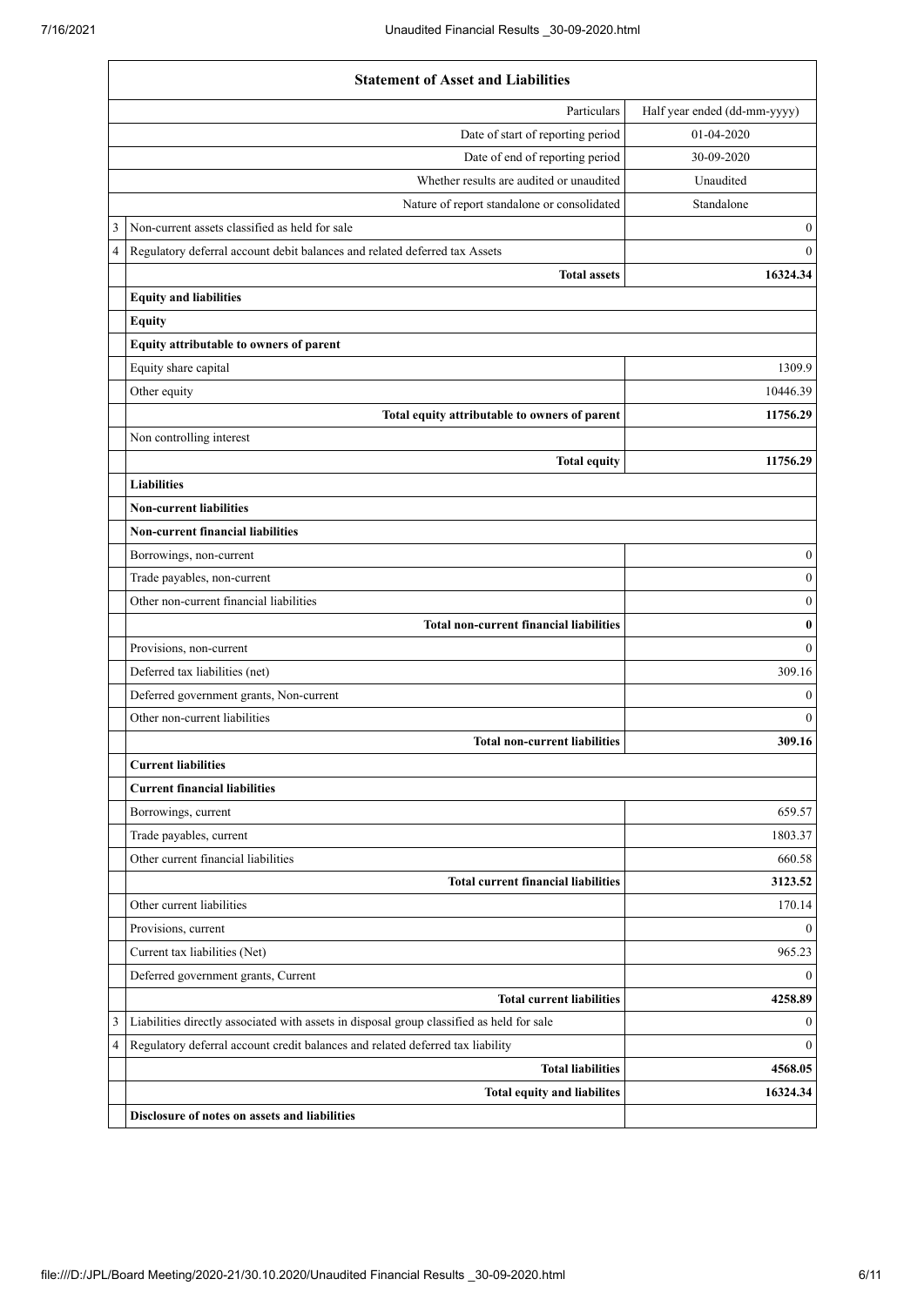| | Statement of Asset and Liabilities | |
|---|---|---|
| | Particulars | Half year ended (dd-mm-yyyy) |
| | Date of start of reporting period | 01-04-2020 |
| | Date of end of reporting period | 30-09-2020 |
| | Whether results are audited or unaudited | Unaudited |
| | Nature of report standalone or consolidated | Standalone |
| 3 | Non-current assets classified as held for sale | 0 |
| 4 | Regulatory deferral account debit balances and related deferred tax Assets | 0 |
| | **Total assets** | **16324.34** |
| | **Equity and liabilities** | |
| | **Equity** | |
| | **Equity attributable to owners of parent** | |
| | Equity share capital | 1309.9 |
| | Other equity | 10446.39 |
| | **Total equity attributable to owners of parent** | **11756.29** |
| | Non controlling interest | |
| | **Total equity** | **11756.29** |
| | **Liabilities** | |
| | **Non-current liabilities** | |
| | **Non-current financial liabilities** | |
| | Borrowings, non-current | 0 |
| | Trade payables, non-current | 0 |
| | Other non-current financial liabilities | 0 |
| | **Total non-current financial liabilities** | **0** |
| | Provisions, non-current | 0 |
| | Deferred tax liabilities (net) | 309.16 |
| | Deferred government grants, Non-current | 0 |
| | Other non-current liabilities | 0 |
| | **Total non-current liabilities** | **309.16** |
| | **Current liabilities** | |
| | **Current financial liabilities** | |
| | Borrowings, current | 659.57 |
| | Trade payables, current | 1803.37 |
| | Other current financial liabilities | 660.58 |
| | **Total current financial liabilities** | **3123.52** |
| | Other current liabilities | 170.14 |
| | Provisions, current | 0 |
| | Current tax liabilities (Net) | 965.23 |
| | Deferred government grants, Current | 0 |
| | **Total current liabilities** | **4258.89** |
| 3 | Liabilities directly associated with assets in disposal group classified as held for sale | 0 |
| 4 | Regulatory deferral account credit balances and related deferred tax liability | 0 |
| | **Total liabilities** | **4568.05** |
| | **Total equity and liabilites** | **16324.34** |
| | **Disclosure of notes on assets and liabilities** | |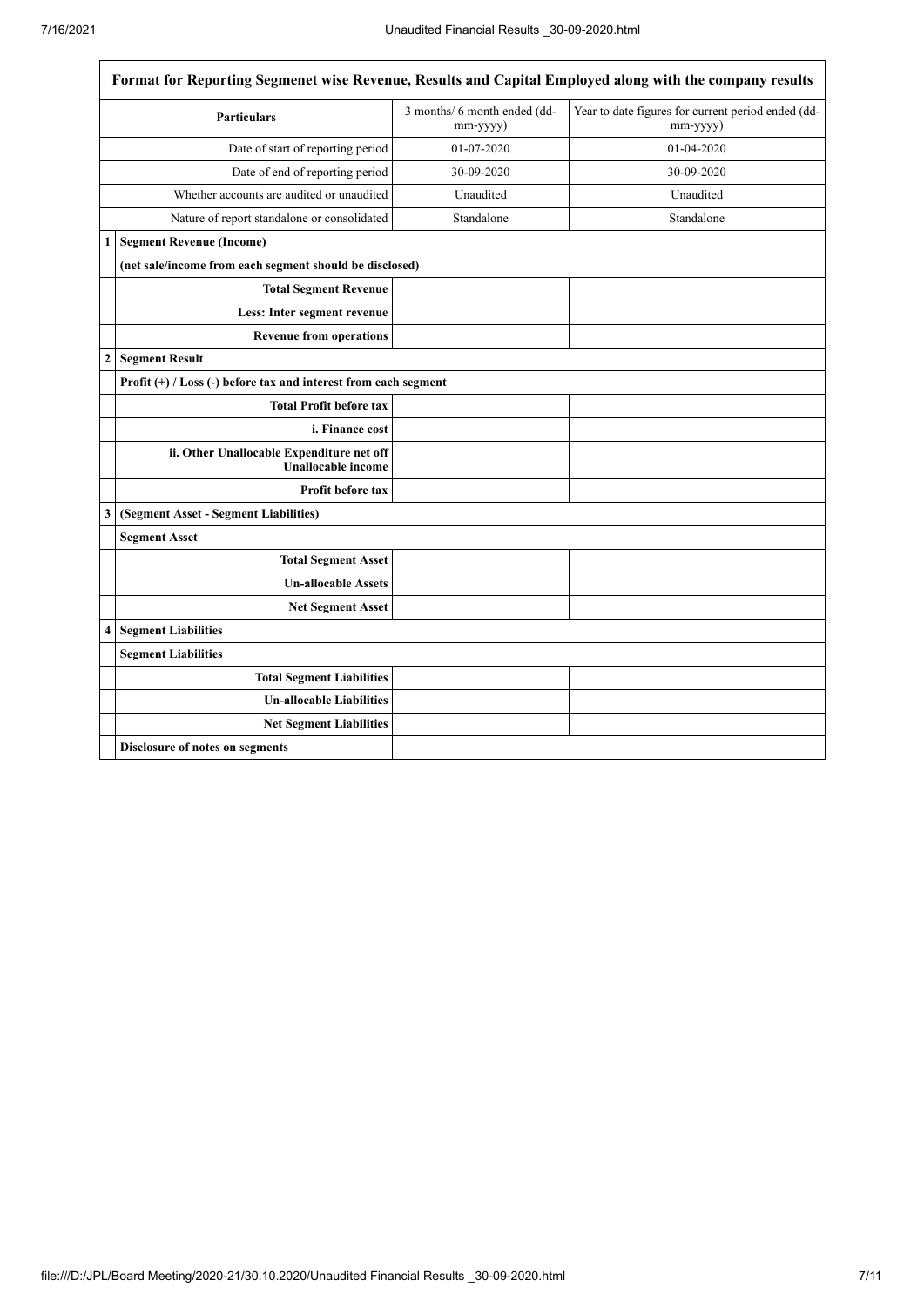| Format for Reporting Segmenet wise Revenue, Results and Capital Employed along with the company results | | | |
|---|---|---|---|
| | **Particulars** | 3 months/ 6 month ended (dd-mm-yyyy) | Year to date figures for current period ended (dd-mm-yyyy) |
| | Date of start of reporting period | 01-07-2020 | 01-04-2020 |
| | Date of end of reporting period | 30-09-2020 | 30-09-2020 |
| | Whether accounts are audited or unaudited | Unaudited | Unaudited |
| | Nature of report standalone or consolidated | Standalone | Standalone |
| **1** | **Segment Revenue (Income)** | | |
| | **(net sale/income from each segment should be disclosed)** | | |
| | **Total Segment Revenue** | | |
| | **Less: Inter segment revenue** | | |
| | **Revenue from operations** | | |
| **2** | **Segment Result** | | |
| | **Profit (+) / Loss (-) before tax and interest from each segment** | | |
| | **Total Profit before tax** | | |
| | **i. Finance cost** | | |
| | **ii. Other Unallocable Expenditure net off Unallocable income** | | |
| | **Profit before tax** | | |
| **3** | **(Segment Asset - Segment Liabilities)** | | |
| | **Segment Asset** | | |
| | **Total Segment Asset** | | |
| | **Un-allocable Assets** | | |
| | **Net Segment Asset** | | |
| **4** | **Segment Liabilities** | | |
| | **Segment Liabilities** | | |
| | **Total Segment Liabilities** | | |
| | **Un-allocable Liabilities** | | |
| | **Net Segment Liabilities** | | |
| | **Disclosure of notes on segments** | | |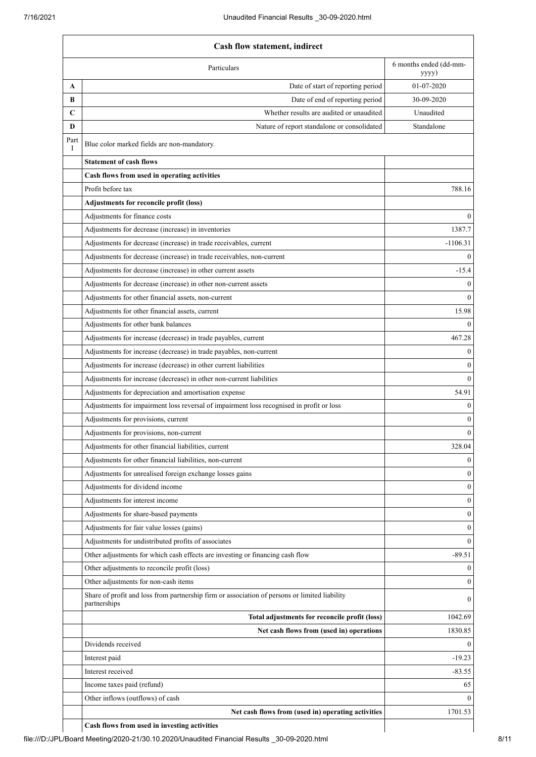| | Cash flow statement, indirect | |
|---|---|---|
| | Particulars | 6 months ended (dd-mm-yyyy) |
| A | Date of start of reporting period | 01-07-2020 |
| B | Date of end of reporting period | 30-09-2020 |
| C | Whether results are audited or unaudited | Unaudited |
| D | Nature of report standalone or consolidated | Standalone |
| Part I | Blue color marked fields are non-mandatory. | |
| | **Statement of cash flows** | |
| | **Cash flows from used in operating activities** | |
| | Profit before tax | 788.16 |
| | **Adjustments for reconcile profit (loss)** | |
| | Adjustments for finance costs | 0 |
| | Adjustments for decrease (increase) in inventories | 1387.7 |
| | Adjustments for decrease (increase) in trade receivables, current | -1106.31 |
| | Adjustments for decrease (increase) in trade receivables, non-current | 0 |
| | Adjustments for decrease (increase) in other current assets | -15.4 |
| | Adjustments for decrease (increase) in other non-current assets | 0 |
| | Adjustments for other financial assets, non-current | 0 |
| | Adjustments for other financial assets, current | 15.98 |
| | Adjustments for other bank balances | 0 |
| | Adjustments for increase (decrease) in trade payables, current | 467.28 |
| | Adjustments for increase (decrease) in trade payables, non-current | 0 |
| | Adjustments for increase (decrease) in other current liabilities | 0 |
| | Adjustments for increase (decrease) in other non-current liabilities | 0 |
| | Adjustments for depreciation and amortisation expense | 54.91 |
| | Adjustments for impairment loss reversal of impairment loss recognised in profit or loss | 0 |
| | Adjustments for provisions, current | 0 |
| | Adjustments for provisions, non-current | 0 |
| | Adjustments for other financial liabilities, current | 328.04 |
| | Adjustments for other financial liabilities, non-current | 0 |
| | Adjustments for unrealised foreign exchange losses gains | 0 |
| | Adjustments for dividend income | 0 |
| | Adjustments for interest income | 0 |
| | Adjustments for share-based payments | 0 |
| | Adjustments for fair value losses (gains) | 0 |
| | Adjustments for undistributed profits of associates | 0 |
| | Other adjustments for which cash effects are investing or financing cash flow | -89.51 |
| | Other adjustments to reconcile profit (loss) | 0 |
| | Other adjustments for non-cash items | 0 |
| | Share of profit and loss from partnership firm or association of persons or limited liability partnerships | 0 |
| | **Total adjustments for reconcile profit (loss)** | 1042.69 |
| | **Net cash flows from (used in) operations** | 1830.85 |
| | Dividends received | 0 |
| | Interest paid | -19.23 |
| | Interest received | -83.55 |
| | Income taxes paid (refund) | 65 |
| | Other inflows (outflows) of cash | 0 |
| | **Net cash flows from (used in) operating activities** | 1701.53 |
| | **Cash flows from used in investing activities** | |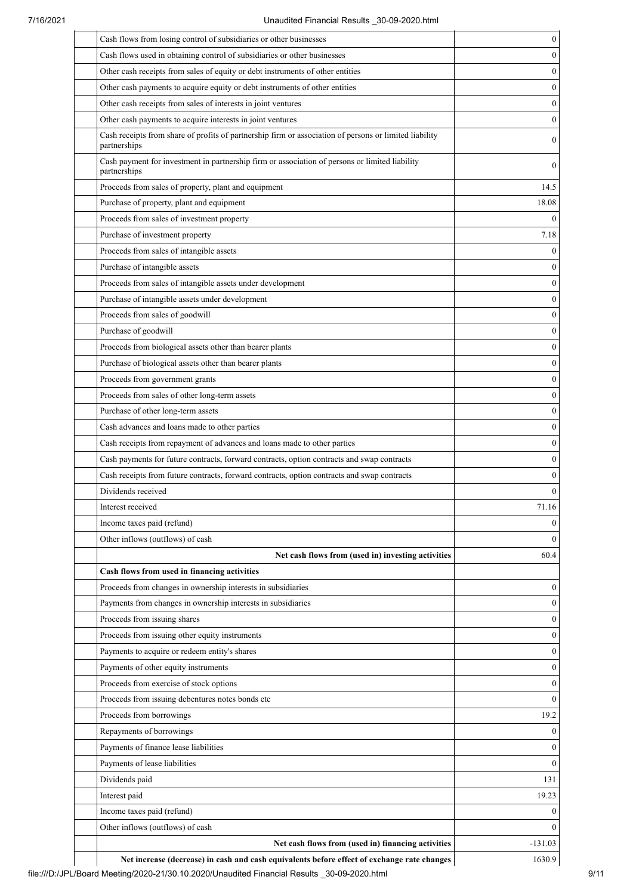| | | |
|---|---|---|
| | Cash flows from losing control of subsidiaries or other businesses | 0 |
| | Cash flows used in obtaining control of subsidiaries or other businesses | 0 |
| | Other cash receipts from sales of equity or debt instruments of other entities | 0 |
| | Other cash payments to acquire equity or debt instruments of other entities | 0 |
| | Other cash receipts from sales of interests in joint ventures | 0 |
| | Other cash payments to acquire interests in joint ventures | 0 |
| | Cash receipts from share of profits of partnership firm or association of persons or limited liability partnerships | 0 |
| | Cash payment for investment in partnership firm or association of persons or limited liability partnerships | 0 |
| | Proceeds from sales of property, plant and equipment | 14.5 |
| | Purchase of property, plant and equipment | 18.08 |
| | Proceeds from sales of investment property | 0 |
| | Purchase of investment property | 7.18 |
| | Proceeds from sales of intangible assets | 0 |
| | Purchase of intangible assets | 0 |
| | Proceeds from sales of intangible assets under development | 0 |
| | Purchase of intangible assets under development | 0 |
| | Proceeds from sales of goodwill | 0 |
| | Purchase of goodwill | 0 |
| | Proceeds from biological assets other than bearer plants | 0 |
| | Purchase of biological assets other than bearer plants | 0 |
| | Proceeds from government grants | 0 |
| | Proceeds from sales of other long-term assets | 0 |
| | Purchase of other long-term assets | 0 |
| | Cash advances and loans made to other parties | 0 |
| | Cash receipts from repayment of advances and loans made to other parties | 0 |
| | Cash payments for future contracts, forward contracts, option contracts and swap contracts | 0 |
| | Cash receipts from future contracts, forward contracts, option contracts and swap contracts | 0 |
| | Dividends received | 0 |
| | Interest received | 71.16 |
| | Income taxes paid (refund) | 0 |
| | Other inflows (outflows) of cash | 0 |
| | **Net cash flows from (used in) investing activities** | 60.4 |
| | **Cash flows from used in financing activities** | |
| | Proceeds from changes in ownership interests in subsidiaries | 0 |
| | Payments from changes in ownership interests in subsidiaries | 0 |
| | Proceeds from issuing shares | 0 |
| | Proceeds from issuing other equity instruments | 0 |
| | Payments to acquire or redeem entity's shares | 0 |
| | Payments of other equity instruments | 0 |
| | Proceeds from exercise of stock options | 0 |
| | Proceeds from issuing debentures notes bonds etc | 0 |
| | Proceeds from borrowings | 19.2 |
| | Repayments of borrowings | 0 |
| | Payments of finance lease liabilities | 0 |
| | Payments of lease liabilities | 0 |
| | Dividends paid | 131 |
| | Interest paid | 19.23 |
| | Income taxes paid (refund) | 0 |
| | Other inflows (outflows) of cash | 0 |
| | **Net cash flows from (used in) financing activities** | -131.03 |
| | **Net increase (decrease) in cash and cash equivalents before effect of exchange rate changes** | 1630.9 |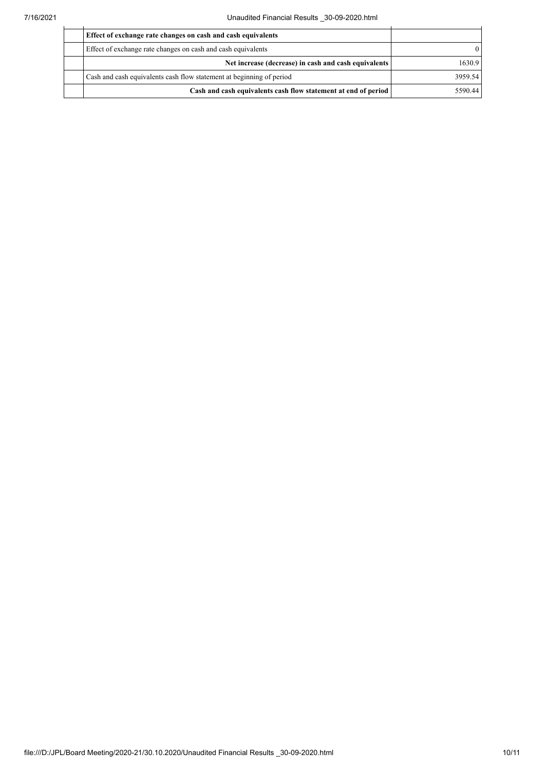| | | |
|---|---|---|
| | **Effect of exchange rate changes on cash and cash equivalents** | |
| | Effect of exchange rate changes on cash and cash equivalents | 0 |
| | **Net increase (decrease) in cash and cash equivalents** | 1630.9 |
| | Cash and cash equivalents cash flow statement at beginning of period | 3959.54 |
| | **Cash and cash equivalents cash flow statement at end of period** | 5590.44 |